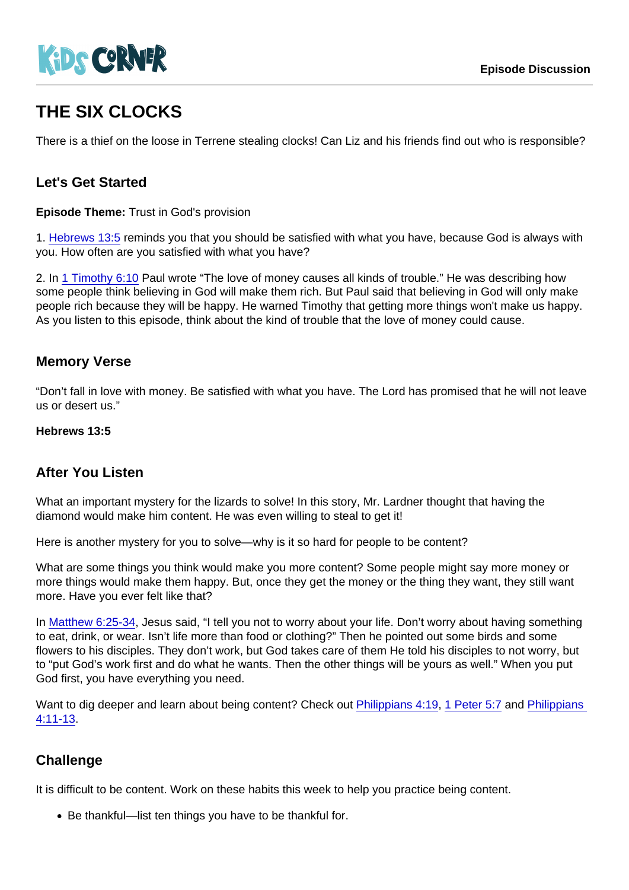KiDS CORNER

Episode Discussion

# THE SIX CLOCKS

There is a thief on the loose in Terrene stealing clocks! Can Liz and his friends find out who is responsible?

## Let's Get Started

**Episode Theme:** Trust in God's provision

1. Hebrews 13:5 reminds you that you should be satisfied with what you have, because God is always with you. How often are you satisfied with what you have?

2. In 1 Timothy 6:10 Paul wrote “The love of money causes all kinds of trouble.” He was describing how some people think believing in God will make them rich. But Paul said that believing in God will only make people rich because they will be happy. He warned Timothy that getting more things won't make us happy. As you listen to this episode, think about the kind of trouble that the love of money could cause.

## Memory Verse

“Don’t fall in love with money. Be satisfied with what you have. The Lord has promised that he will not leave us or desert us.”

**Hebrews 13:5**

## After You Listen

What an important mystery for the lizards to solve! In this story, Mr. Lardner thought that having the diamond would make him content. He was even willing to steal to get it!

Here is another mystery for you to solve—why is it so hard for people to be content?

What are some things you think would make you more content? Some people might say more money or more things would make them happy. But, once they get the money or the thing they want, they still want more. Have you ever felt like that?

In Matthew 6:25-34, Jesus said, “I tell you not to worry about your life. Don’t worry about having something to eat, drink, or wear. Isn’t life more than food or clothing?” Then he pointed out some birds and some flowers to his disciples. They don’t work, but God takes care of them He told his disciples to not worry, but to “put God’s work first and do what he wants. Then the other things will be yours as well.” When you put God first, you have everything you need.

Want to dig deeper and learn about being content? Check out Philippians 4:19, 1 Peter 5:7 and Philippians 4:11-13.

## Challenge

It is difficult to be content. Work on these habits this week to help you practice being content.

- Be thankful—list ten things you have to be thankful for.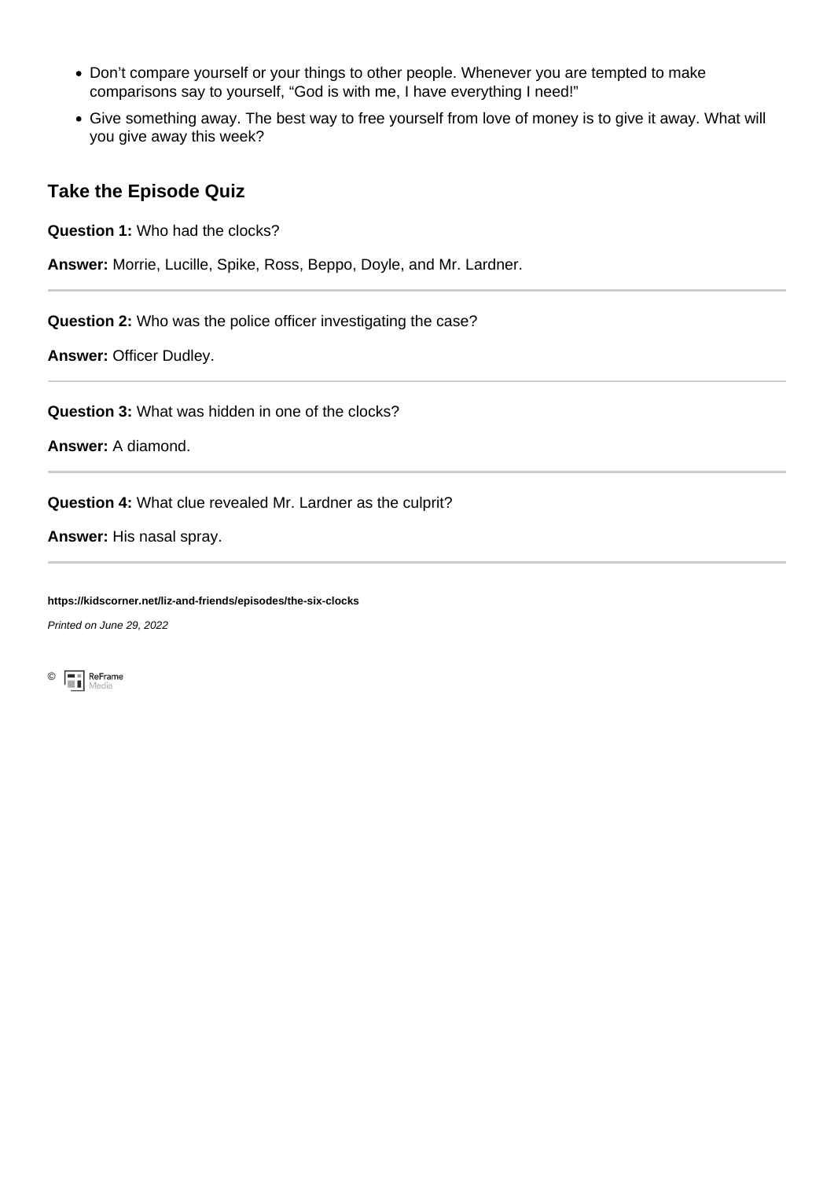- Don't compare yourself or your things to other people. Whenever you are tempted to make comparisons say to yourself, "God is with me, I have everything I need!"
- Give something away. The best way to free yourself from love of money is to give it away. What will you give away this week?

## Take the Episode Quiz

**Question 1:** Who had the clocks?

**Answer:** Morrie, Lucille, Spike, Ross, Beppo, Doyle, and Mr. Lardner.

---

**Question 2:** Who was the police officer investigating the case?

**Answer:** Officer Dudley.

---

**Question 3:** What was hidden in one of the clocks?

**Answer:** A diamond.

---

**Question 4:** What clue revealed Mr. Lardner as the culprit?

**Answer:** His nasal spray.

---

**https://kidscorner.net/liz-and-friends/episodes/the-six-clocks**

*Printed on June 29, 2022*

© ReFrame Media